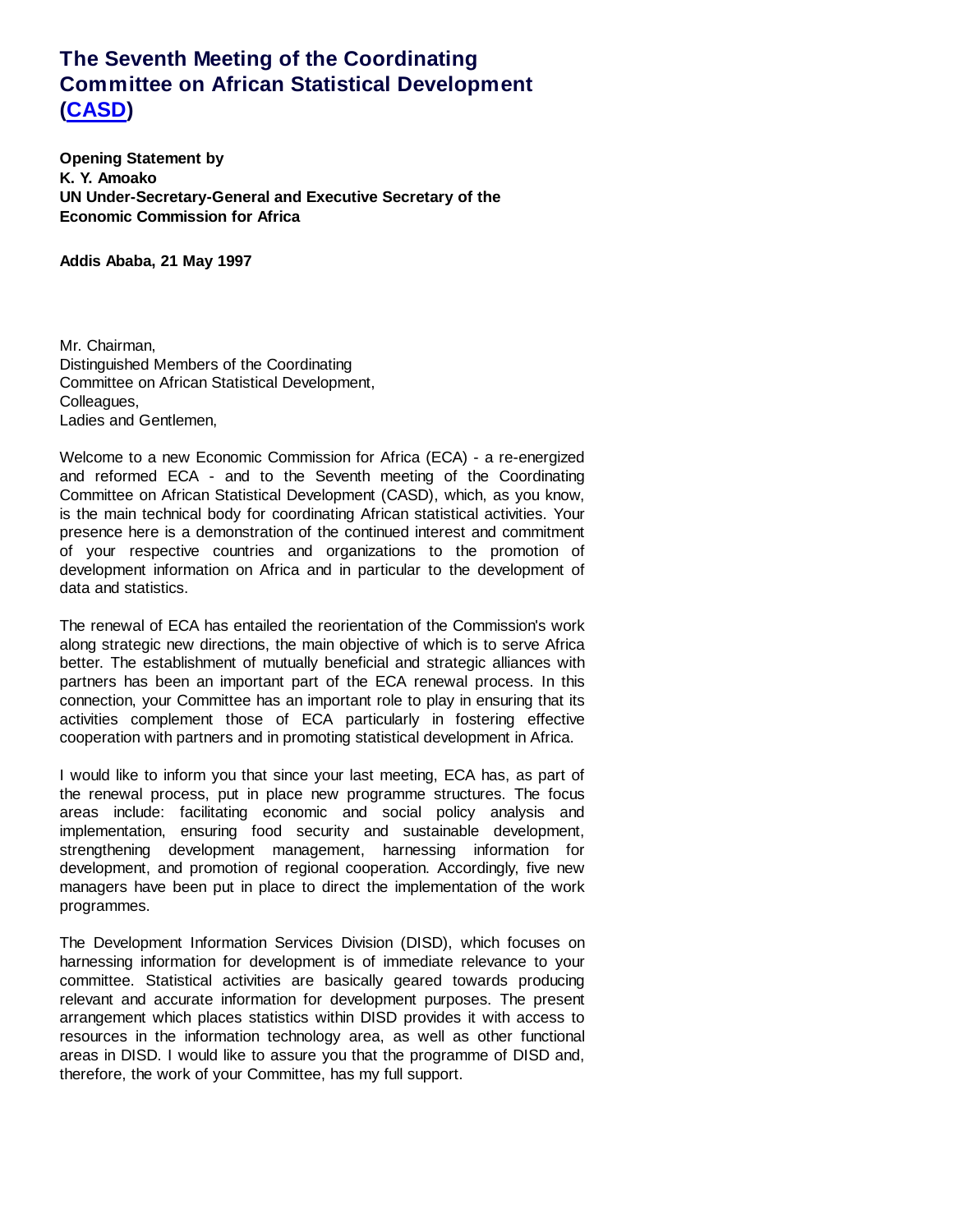# The Seventh Meeting of the Coordinating Committee on African Statistical Development (CASD)

**Opening Statement by**
**K. Y. Amoako**
**UN Under-Secretary-General and Executive Secretary of the Economic Commission for Africa**

**Addis Ababa, 21 May 1997**

Mr. Chairman,
Distinguished Members of the Coordinating Committee on African Statistical Development,
Colleagues,
Ladies and Gentlemen,

Welcome to a new Economic Commission for Africa (ECA) - a re-energized and reformed ECA - and to the Seventh meeting of the Coordinating Committee on African Statistical Development (CASD), which, as you know, is the main technical body for coordinating African statistical activities. Your presence here is a demonstration of the continued interest and commitment of your respective countries and organizations to the promotion of development information on Africa and in particular to the development of data and statistics.

The renewal of ECA has entailed the reorientation of the Commission's work along strategic new directions, the main objective of which is to serve Africa better. The establishment of mutually beneficial and strategic alliances with partners has been an important part of the ECA renewal process. In this connection, your Committee has an important role to play in ensuring that its activities complement those of ECA particularly in fostering effective cooperation with partners and in promoting statistical development in Africa.

I would like to inform you that since your last meeting, ECA has, as part of the renewal process, put in place new programme structures. The focus areas include: facilitating economic and social policy analysis and implementation, ensuring food security and sustainable development, strengthening development management, harnessing information for development, and promotion of regional cooperation. Accordingly, five new managers have been put in place to direct the implementation of the work programmes.

The Development Information Services Division (DISD), which focuses on harnessing information for development is of immediate relevance to your committee. Statistical activities are basically geared towards producing relevant and accurate information for development purposes. The present arrangement which places statistics within DISD provides it with access to resources in the information technology area, as well as other functional areas in DISD. I would like to assure you that the programme of DISD and, therefore, the work of your Committee, has my full support.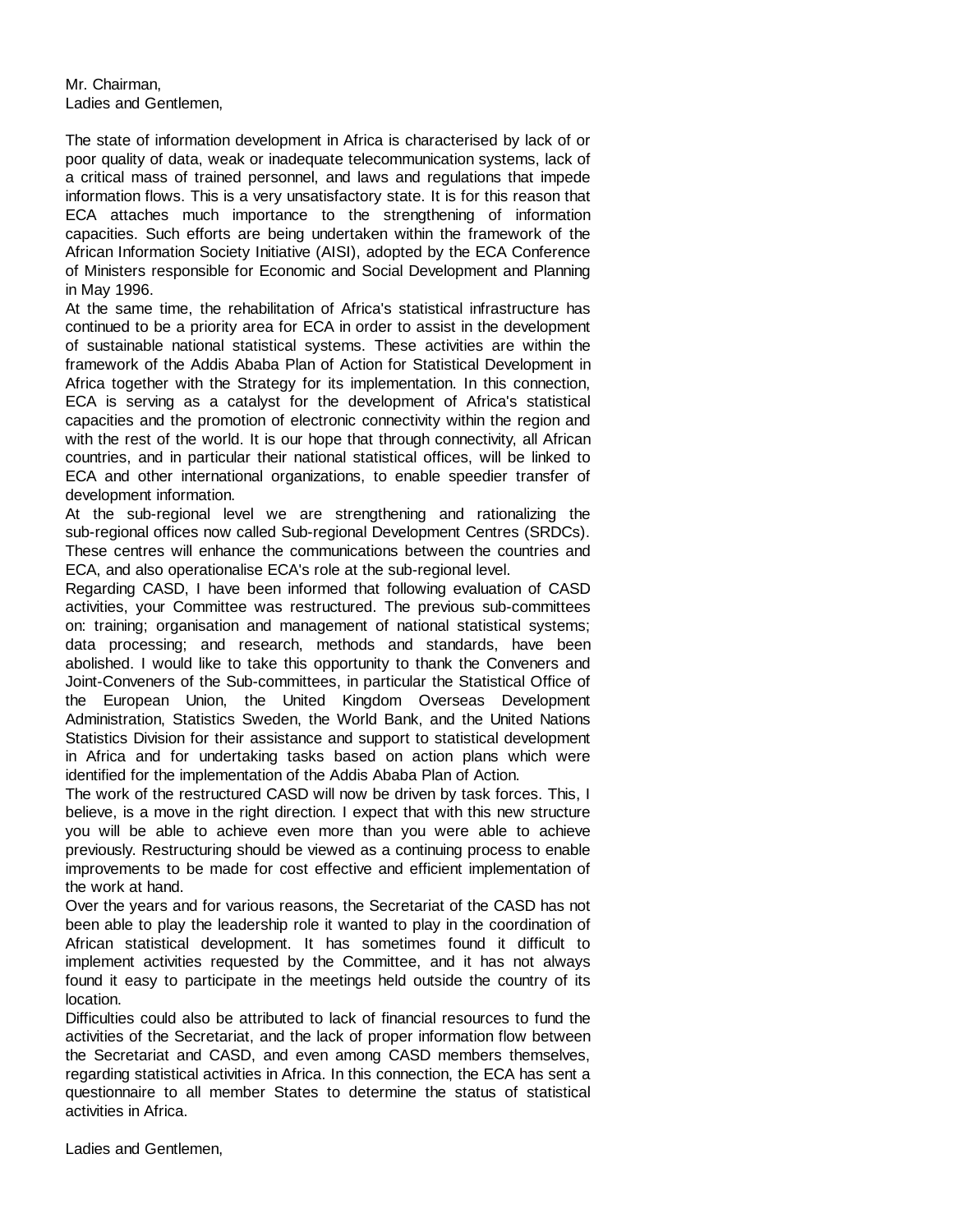Mr. Chairman,
Ladies and Gentlemen,

The state of information development in Africa is characterised by lack of or poor quality of data, weak or inadequate telecommunication systems, lack of a critical mass of trained personnel, and laws and regulations that impede information flows. This is a very unsatisfactory state. It is for this reason that ECA attaches much importance to the strengthening of information capacities. Such efforts are being undertaken within the framework of the African Information Society Initiative (AISI), adopted by the ECA Conference of Ministers responsible for Economic and Social Development and Planning in May 1996.

At the same time, the rehabilitation of Africa's statistical infrastructure has continued to be a priority area for ECA in order to assist in the development of sustainable national statistical systems. These activities are within the framework of the Addis Ababa Plan of Action for Statistical Development in Africa together with the Strategy for its implementation. In this connection, ECA is serving as a catalyst for the development of Africa's statistical capacities and the promotion of electronic connectivity within the region and with the rest of the world. It is our hope that through connectivity, all African countries, and in particular their national statistical offices, will be linked to ECA and other international organizations, to enable speedier transfer of development information.

At the sub-regional level we are strengthening and rationalizing the sub-regional offices now called Sub-regional Development Centres (SRDCs). These centres will enhance the communications between the countries and ECA, and also operationalise ECA's role at the sub-regional level.

Regarding CASD, I have been informed that following evaluation of CASD activities, your Committee was restructured. The previous sub-committees on: training; organisation and management of national statistical systems; data processing; and research, methods and standards, have been abolished. I would like to take this opportunity to thank the Conveners and Joint-Conveners of the Sub-committees, in particular the Statistical Office of the European Union, the United Kingdom Overseas Development Administration, Statistics Sweden, the World Bank, and the United Nations Statistics Division for their assistance and support to statistical development in Africa and for undertaking tasks based on action plans which were identified for the implementation of the Addis Ababa Plan of Action.

The work of the restructured CASD will now be driven by task forces. This, I believe, is a move in the right direction. I expect that with this new structure you will be able to achieve even more than you were able to achieve previously. Restructuring should be viewed as a continuing process to enable improvements to be made for cost effective and efficient implementation of the work at hand.

Over the years and for various reasons, the Secretariat of the CASD has not been able to play the leadership role it wanted to play in the coordination of African statistical development. It has sometimes found it difficult to implement activities requested by the Committee, and it has not always found it easy to participate in the meetings held outside the country of its location.

Difficulties could also be attributed to lack of financial resources to fund the activities of the Secretariat, and the lack of proper information flow between the Secretariat and CASD, and even among CASD members themselves, regarding statistical activities in Africa. In this connection, the ECA has sent a questionnaire to all member States to determine the status of statistical activities in Africa.

Ladies and Gentlemen,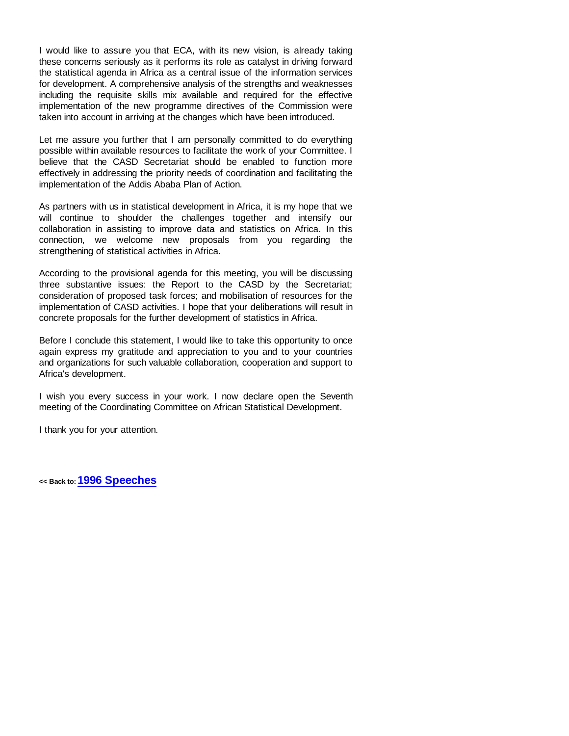I would like to assure you that ECA, with its new vision, is already taking these concerns seriously as it performs its role as catalyst in driving forward the statistical agenda in Africa as a central issue of the information services for development. A comprehensive analysis of the strengths and weaknesses including the requisite skills mix available and required for the effective implementation of the new programme directives of the Commission were taken into account in arriving at the changes which have been introduced.

Let me assure you further that I am personally committed to do everything possible within available resources to facilitate the work of your Committee. I believe that the CASD Secretariat should be enabled to function more effectively in addressing the priority needs of coordination and facilitating the implementation of the Addis Ababa Plan of Action.

As partners with us in statistical development in Africa, it is my hope that we will continue to shoulder the challenges together and intensify our collaboration in assisting to improve data and statistics on Africa. In this connection, we welcome new proposals from you regarding the strengthening of statistical activities in Africa.

According to the provisional agenda for this meeting, you will be discussing three substantive issues: the Report to the CASD by the Secretariat; consideration of proposed task forces; and mobilisation of resources for the implementation of CASD activities. I hope that your deliberations will result in concrete proposals for the further development of statistics in Africa.

Before I conclude this statement, I would like to take this opportunity to once again express my gratitude and appreciation to you and to your countries and organizations for such valuable collaboration, cooperation and support to Africa's development.

I wish you every success in your work. I now declare open the Seventh meeting of the Coordinating Committee on African Statistical Development.

I thank you for your attention.

<< Back to: **1996 Speeches**